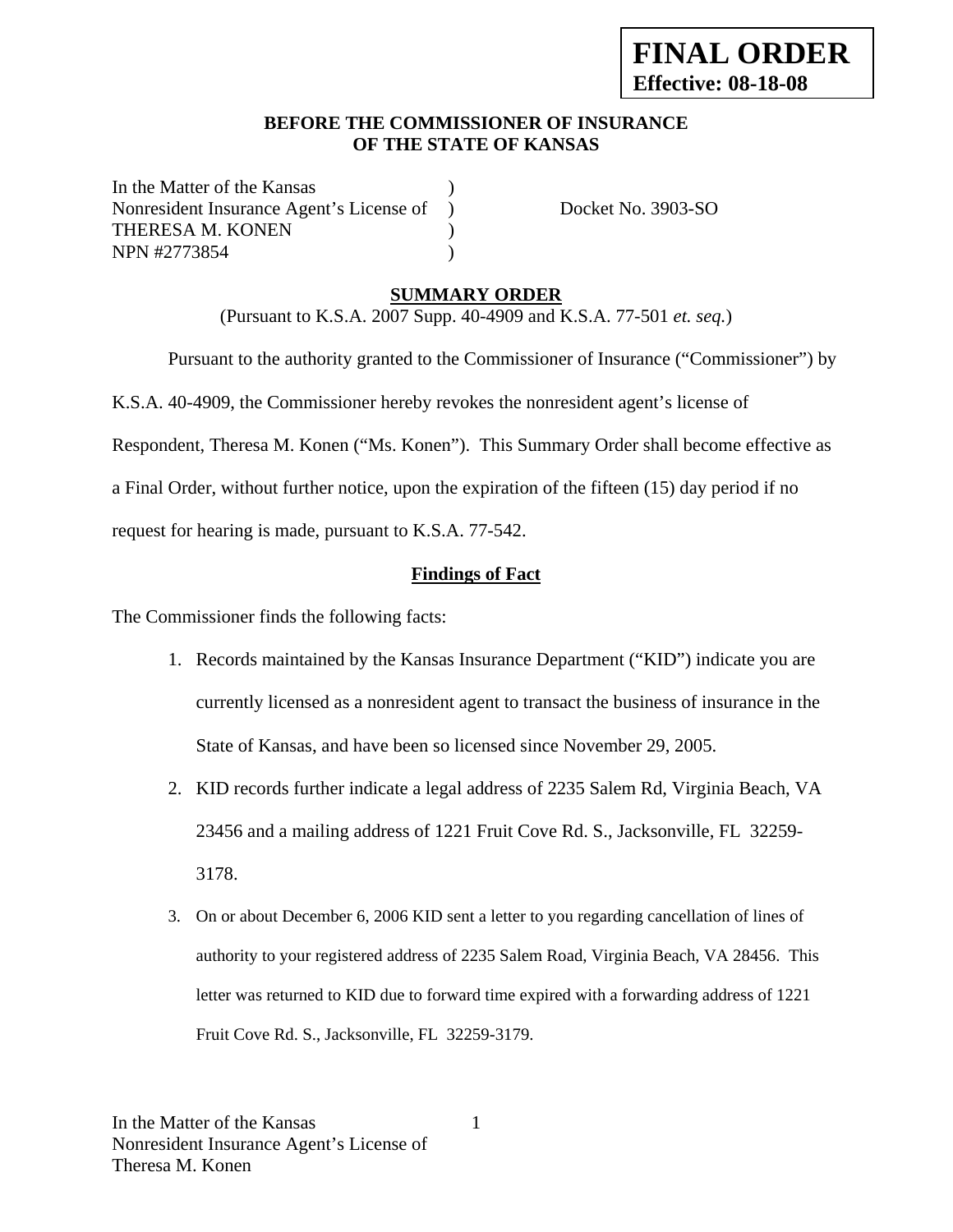**FINAL ORDER**
**Effective: 08-18-08**

**BEFORE THE COMMISSIONER OF INSURANCE**
**OF THE STATE OF KANSAS**

In the Matter of the Kansas )
Nonresident Insurance Agent's License of ) Docket No. 3903-SO
THERESA M. KONEN )
NPN #2773854 )

## SUMMARY ORDER

(Pursuant to K.S.A. 2007 Supp. 40-4909 and K.S.A. 77-501 *et. seq.*)

Pursuant to the authority granted to the Commissioner of Insurance ("Commissioner") by K.S.A. 40-4909, the Commissioner hereby revokes the nonresident agent's license of Respondent, Theresa M. Konen ("Ms. Konen"). This Summary Order shall become effective as a Final Order, without further notice, upon the expiration of the fifteen (15) day period if no request for hearing is made, pursuant to K.S.A. 77-542.

### Findings of Fact

The Commissioner finds the following facts:

1. Records maintained by the Kansas Insurance Department ("KID") indicate you are currently licensed as a nonresident agent to transact the business of insurance in the State of Kansas, and have been so licensed since November 29, 2005.
2. KID records further indicate a legal address of 2235 Salem Rd, Virginia Beach, VA 23456 and a mailing address of 1221 Fruit Cove Rd. S., Jacksonville, FL 32259-3178.
3. On or about December 6, 2006 KID sent a letter to you regarding cancellation of lines of authority to your registered address of 2235 Salem Road, Virginia Beach, VA 28456. This letter was returned to KID due to forward time expired with a forwarding address of 1221 Fruit Cove Rd. S., Jacksonville, FL 32259-3179.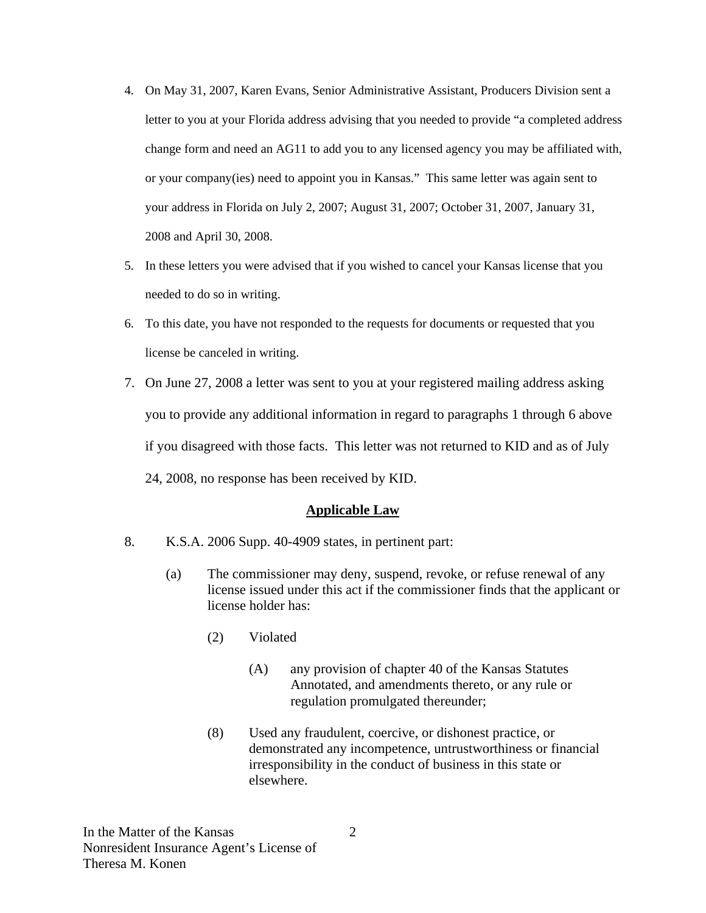4. On May 31, 2007, Karen Evans, Senior Administrative Assistant, Producers Division sent a letter to you at your Florida address advising that you needed to provide "a completed address change form and need an AG11 to add you to any licensed agency you may be affiliated with, or your company(ies) need to appoint you in Kansas." This same letter was again sent to your address in Florida on July 2, 2007; August 31, 2007; October 31, 2007, January 31, 2008 and April 30, 2008.

5. In these letters you were advised that if you wished to cancel your Kansas license that you needed to do so in writing.

6. To this date, you have not responded to the requests for documents or requested that you license be canceled in writing.

7. On June 27, 2008 a letter was sent to you at your registered mailing address asking you to provide any additional information in regard to paragraphs 1 through 6 above if you disagreed with those facts. This letter was not returned to KID and as of July 24, 2008, no response has been received by KID.

## Applicable Law

8. K.S.A. 2006 Supp. 40-4909 states, in pertinent part:

   (a) The commissioner may deny, suspend, revoke, or refuse renewal of any license issued under this act if the commissioner finds that the applicant or license holder has:

   (2) Violated

   (A) any provision of chapter 40 of the Kansas Statutes Annotated, and amendments thereto, or any rule or regulation promulgated thereunder;

   (8) Used any fraudulent, coercive, or dishonest practice, or demonstrated any incompetence, untrustworthiness or financial irresponsibility in the conduct of business in this state or elsewhere.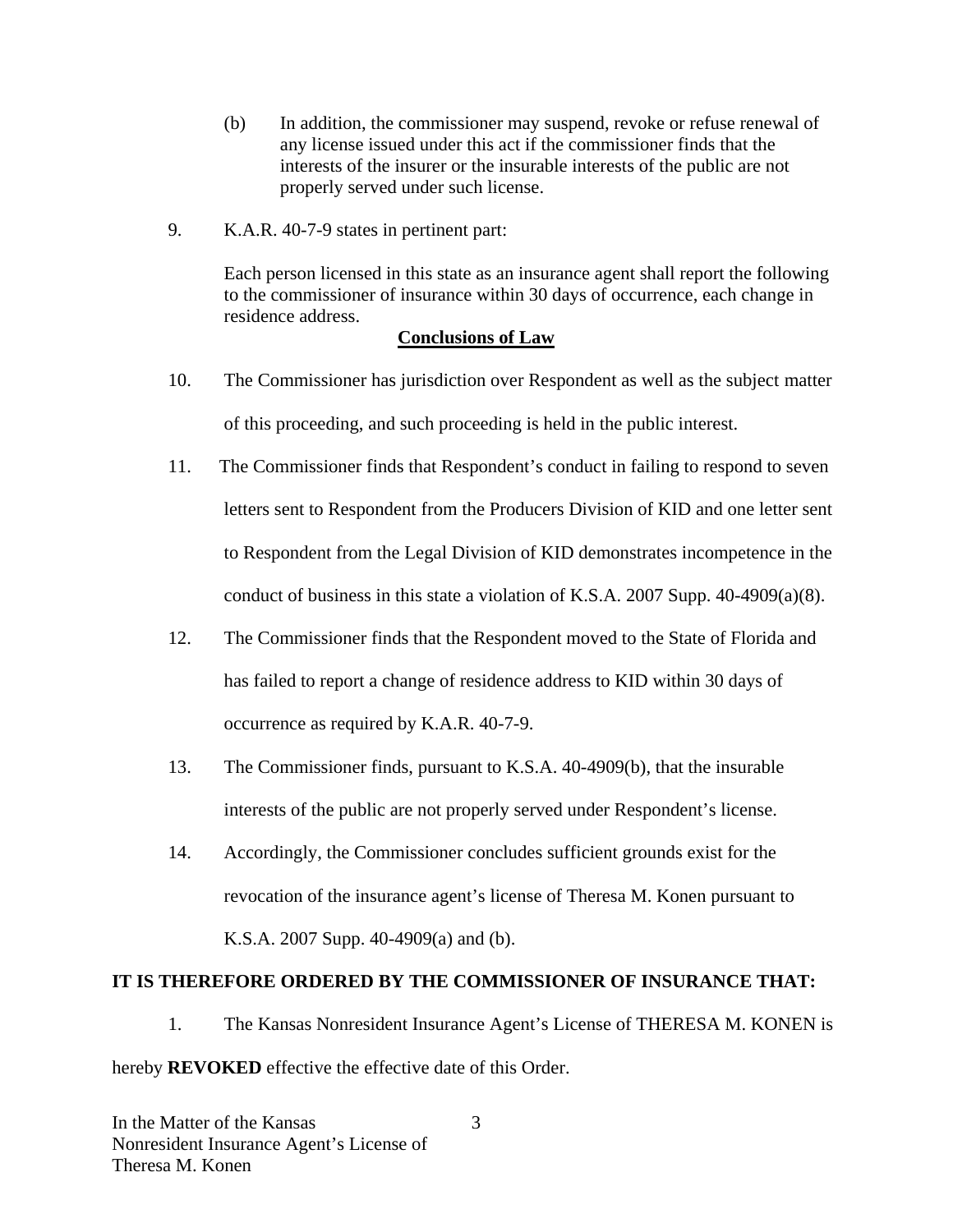(b) In addition, the commissioner may suspend, revoke or refuse renewal of any license issued under this act if the commissioner finds that the interests of the insurer or the insurable interests of the public are not properly served under such license.

9. K.A.R. 40-7-9 states in pertinent part:

   Each person licensed in this state as an insurance agent shall report the following to the commissioner of insurance within 30 days of occurrence, each change in residence address.

## Conclusions of Law

10. The Commissioner has jurisdiction over Respondent as well as the subject matter of this proceeding, and such proceeding is held in the public interest.

11. The Commissioner finds that Respondent's conduct in failing to respond to seven letters sent to Respondent from the Producers Division of KID and one letter sent to Respondent from the Legal Division of KID demonstrates incompetence in the conduct of business in this state a violation of K.S.A. 2007 Supp. 40-4909(a)(8).

12. The Commissioner finds that the Respondent moved to the State of Florida and has failed to report a change of residence address to KID within 30 days of occurrence as required by K.A.R. 40-7-9.

13. The Commissioner finds, pursuant to K.S.A. 40-4909(b), that the insurable interests of the public are not properly served under Respondent's license.

14. Accordingly, the Commissioner concludes sufficient grounds exist for the revocation of the insurance agent's license of Theresa M. Konen pursuant to K.S.A. 2007 Supp. 40-4909(a) and (b).

**IT IS THEREFORE ORDERED BY THE COMMISSIONER OF INSURANCE THAT:**

1. The Kansas Nonresident Insurance Agent's License of THERESA M. KONEN is hereby **REVOKED** effective the effective date of this Order.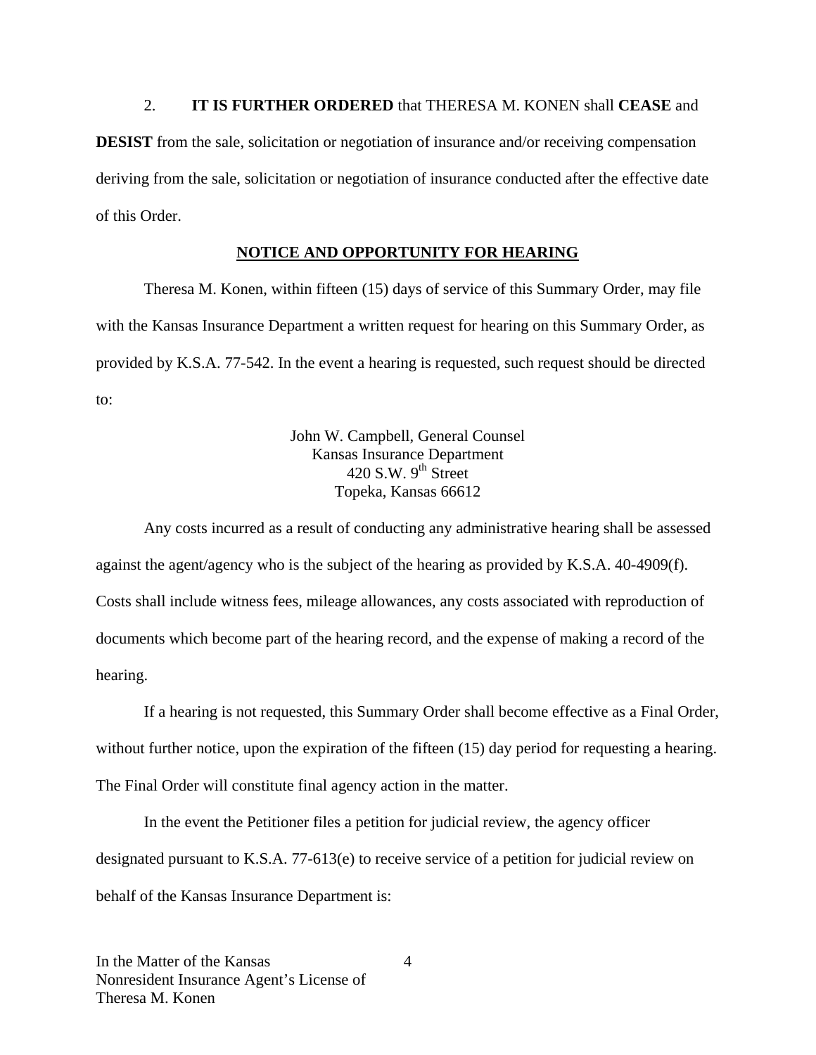2. **IT IS FURTHER ORDERED** that THERESA M. KONEN shall **CEASE** and **DESIST** from the sale, solicitation or negotiation of insurance and/or receiving compensation deriving from the sale, solicitation or negotiation of insurance conducted after the effective date of this Order.

## NOTICE AND OPPORTUNITY FOR HEARING

Theresa M. Konen, within fifteen (15) days of service of this Summary Order, may file with the Kansas Insurance Department a written request for hearing on this Summary Order, as provided by K.S.A. 77-542. In the event a hearing is requested, such request should be directed to:

John W. Campbell, General Counsel
Kansas Insurance Department
420 S.W. 9th Street
Topeka, Kansas 66612

Any costs incurred as a result of conducting any administrative hearing shall be assessed against the agent/agency who is the subject of the hearing as provided by K.S.A. 40-4909(f). Costs shall include witness fees, mileage allowances, any costs associated with reproduction of documents which become part of the hearing record, and the expense of making a record of the hearing.

If a hearing is not requested, this Summary Order shall become effective as a Final Order, without further notice, upon the expiration of the fifteen (15) day period for requesting a hearing. The Final Order will constitute final agency action in the matter.

In the event the Petitioner files a petition for judicial review, the agency officer designated pursuant to K.S.A. 77-613(e) to receive service of a petition for judicial review on behalf of the Kansas Insurance Department is: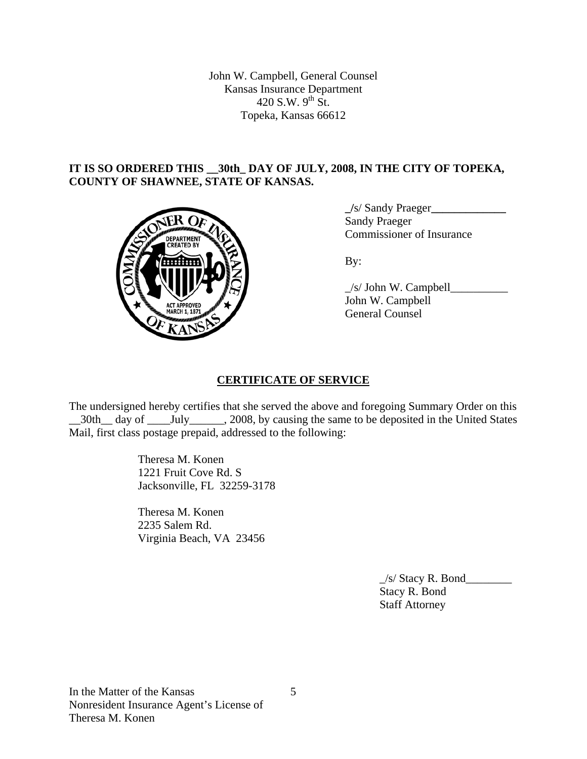John W. Campbell, General Counsel
Kansas Insurance Department
420 S.W. 9th St.
Topeka, Kansas 66612

**IT IS SO ORDERED THIS __30th_ DAY OF JULY, 2008, IN THE CITY OF TOPEKA, COUNTY OF SHAWNEE, STATE OF KANSAS.**

_/s/ Sandy Praeger_____________
Sandy Praeger
Commissioner of Insurance

By:

_/s/ John W. Campbell__________
John W. Campbell
General Counsel

## CERTIFICATE OF SERVICE

The undersigned hereby certifies that she served the above and foregoing Summary Order on this __30th__ day of ____July______, 2008, by causing the same to be deposited in the United States Mail, first class postage prepaid, addressed to the following:

Theresa M. Konen
1221 Fruit Cove Rd. S
Jacksonville, FL 32259-3178

Theresa M. Konen
2235 Salem Rd.
Virginia Beach, VA 23456

_/s/ Stacy R. Bond________
Stacy R. Bond
Staff Attorney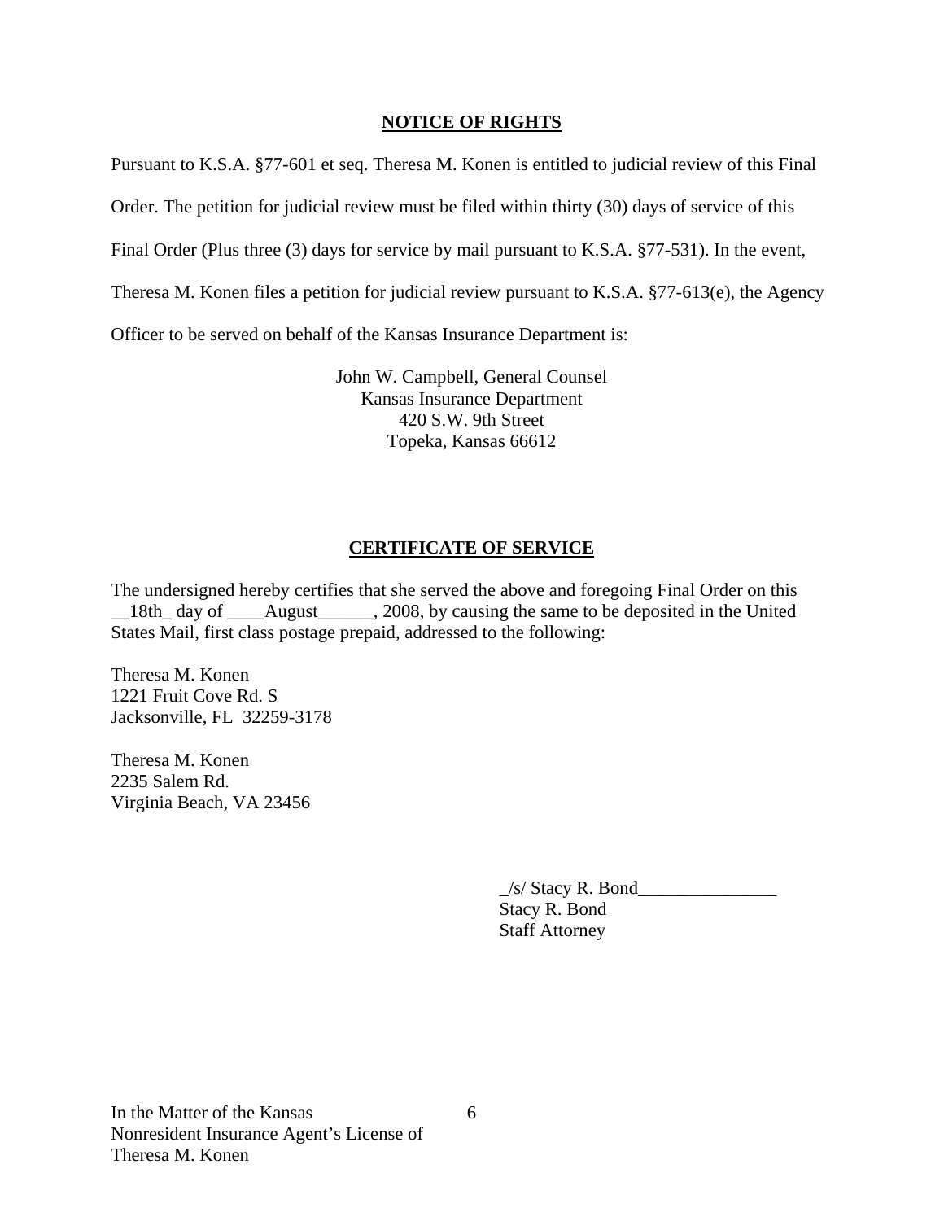**NOTICE OF RIGHTS**

Pursuant to K.S.A. §77-601 et seq. Theresa M. Konen is entitled to judicial review of this Final Order. The petition for judicial review must be filed within thirty (30) days of service of this Final Order (Plus three (3) days for service by mail pursuant to K.S.A. §77-531). In the event, Theresa M. Konen files a petition for judicial review pursuant to K.S.A. §77-613(e), the Agency Officer to be served on behalf of the Kansas Insurance Department is:

John W. Campbell, General Counsel
Kansas Insurance Department
420 S.W. 9th Street
Topeka, Kansas 66612

**CERTIFICATE OF SERVICE**

The undersigned hereby certifies that she served the above and foregoing Final Order on this __18th_ day of ____August______, 2008, by causing the same to be deposited in the United States Mail, first class postage prepaid, addressed to the following:

Theresa M. Konen
1221 Fruit Cove Rd. S
Jacksonville, FL 32259-3178

Theresa M. Konen
2235 Salem Rd.
Virginia Beach, VA 23456

_/s/ Stacy R. Bond_______________
Stacy R. Bond
Staff Attorney